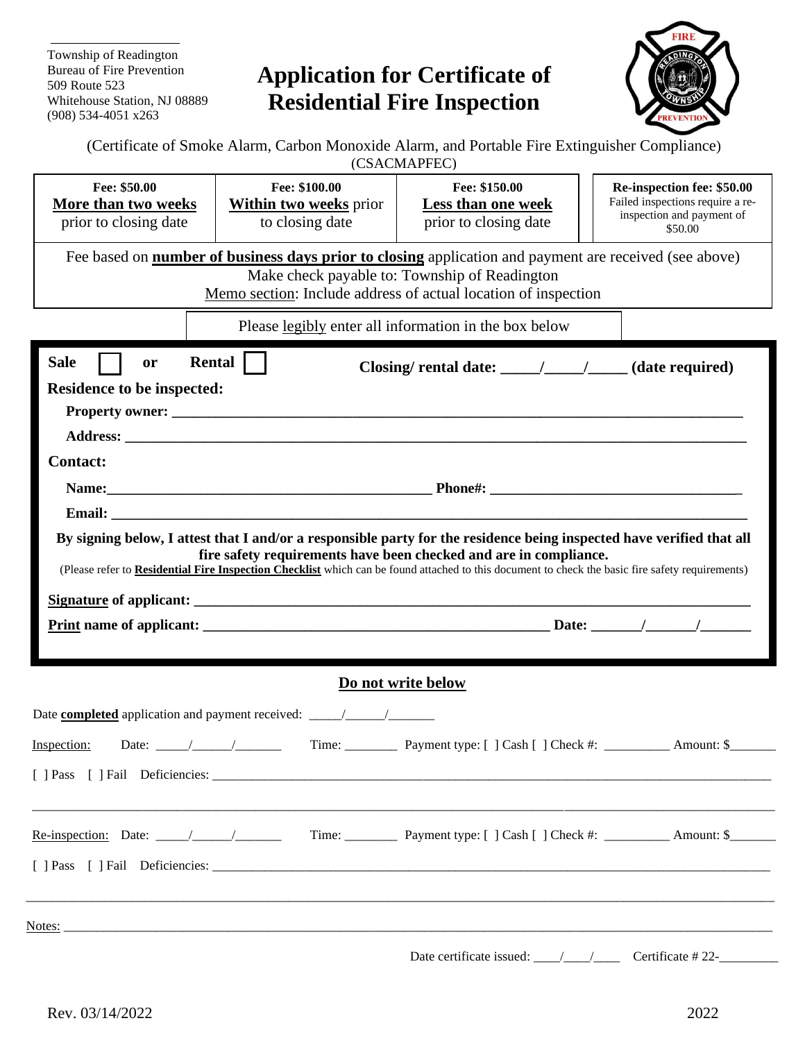Township of Readington
Bureau of Fire Prevention
509 Route 523
Whitehouse Station, NJ 08889
(908) 534-4051 x263

# Application for Certificate of Residential Fire Inspection

(Certificate of Smoke Alarm, Carbon Monoxide Alarm, and Portable Fire Extinguisher Compliance)
(CSACMAPFEC)

| Fee: $50.00 | Fee: $100.00 | Fee: $150.00 | Re-inspection fee: $50.00 |
|---|---|---|---|
| **More than two weeks** prior to closing date | **Within two weeks** prior to closing date | **Less than one week** prior to closing date | Failed inspections require a re-inspection and payment of $50.00 |

Fee based on **number of business days prior to closing** application and payment are received (see above)
Make check payable to: Township of Readington
Memo section: Include address of actual location of inspection

Please legibly enter all information in the box below

**Sale** [ ] **or** **Rental** [ ] **Closing/ rental date: _____/_____/_____ (date required)**

**Residence to be inspected:**

**Property owner:** ______________________________________________

**Address:** ______________________________________________

**Contact:**

**Name:** ______________________________ **Phone#:** ______________________

**Email:** ______________________________________________

**By signing below, I attest that I and/or a responsible party for the residence being inspected have verified that all fire safety requirements have been checked and are in compliance.**
(Please refer to **Residential Fire Inspection Checklist** which can be found attached to this document to check the basic fire safety requirements)

**Signature of applicant:** ______________________________________________

**Print name of applicant:** ______________________________ **Date:** _______/_______/_______

## Do not write below

Date **completed** application and payment received: _____/______/_______

Inspection: Date: _____/______/_______ Time: ________ Payment type: [ ] Cash [ ] Check #: __________ Amount: $_______

[ ] Pass [ ] Fail Deficiencies: ______________________________________________

______________________________________________

Re-inspection: Date: _____/______/_______ Time: ________ Payment type: [ ] Cash [ ] Check #: __________ Amount: $_______

[ ] Pass [ ] Fail Deficiencies: ______________________________________________

______________________________________________

Notes: ______________________________________________

Date certificate issued: ____/____/____ Certificate # 22-_________

Rev. 03/14/2022 2022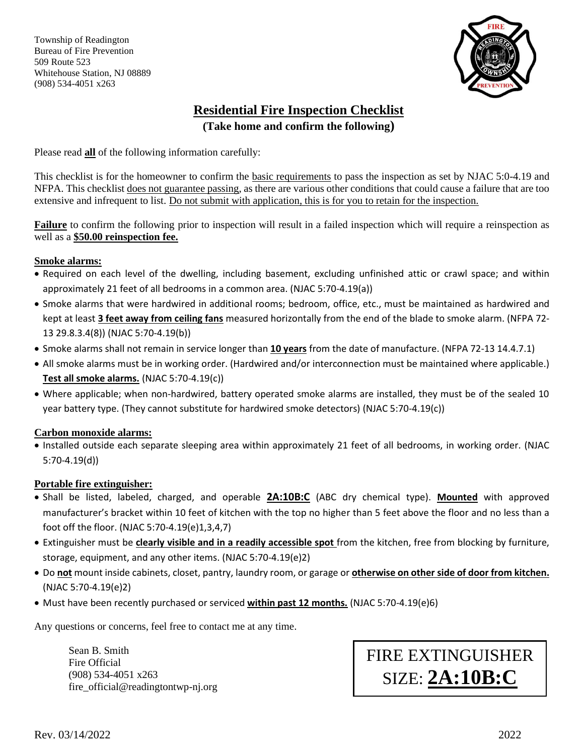Township of Readington
Bureau of Fire Prevention
509 Route 523
Whitehouse Station, NJ 08889
(908) 534-4051 x263

# Residential Fire Inspection Checklist

**(Take home and confirm the following)**

Please read **all** of the following information carefully:

This checklist is for the homeowner to confirm the basic requirements to pass the inspection as set by NJAC 5:0-4.19 and NFPA. This checklist does not guarantee passing, as there are various other conditions that could cause a failure that are too extensive and infrequent to list. Do not submit with application, this is for you to retain for the inspection.

**Failure** to confirm the following prior to inspection will result in a failed inspection which will require a reinspection as well as a **$50.00 reinspection fee.**

## Smoke alarms:

- Required on each level of the dwelling, including basement, excluding unfinished attic or crawl space; and within approximately 21 feet of all bedrooms in a common area. (NJAC 5:70-4.19(a))
- Smoke alarms that were hardwired in additional rooms; bedroom, office, etc., must be maintained as hardwired and kept at least **3 feet away from ceiling fans** measured horizontally from the end of the blade to smoke alarm. (NFPA 72-13 29.8.3.4(8)) (NJAC 5:70-4.19(b))
- Smoke alarms shall not remain in service longer than **10 years** from the date of manufacture. (NFPA 72-13 14.4.7.1)
- All smoke alarms must be in working order. (Hardwired and/or interconnection must be maintained where applicable.) **Test all smoke alarms.** (NJAC 5:70-4.19(c))
- Where applicable; when non-hardwired, battery operated smoke alarms are installed, they must be of the sealed 10 year battery type. (They cannot substitute for hardwired smoke detectors) (NJAC 5:70-4.19(c))

## Carbon monoxide alarms:

- Installed outside each separate sleeping area within approximately 21 feet of all bedrooms, in working order. (NJAC 5:70-4.19(d))

## Portable fire extinguisher:

- Shall be listed, labeled, charged, and operable **2A:10B:C** (ABC dry chemical type). **Mounted** with approved manufacturer's bracket within 10 feet of kitchen with the top no higher than 5 feet above the floor and no less than a foot off the floor. (NJAC 5:70-4.19(e)1,3,4,7)
- Extinguisher must be **clearly visible and in a readily accessible spot** from the kitchen, free from blocking by furniture, storage, equipment, and any other items. (NJAC 5:70-4.19(e)2)
- Do **not** mount inside cabinets, closet, pantry, laundry room, or garage or **otherwise on other side of door from kitchen.** (NJAC 5:70-4.19(e)2)
- Must have been recently purchased or serviced **within past 12 months.** (NJAC 5:70-4.19(e)6)

Any questions or concerns, feel free to contact me at any time.

Sean B. Smith
Fire Official
(908) 534-4051 x263
fire_official@readingtontwp-nj.org

FIRE EXTINGUISHER
SIZE: **2A:10B:C**

Rev. 03/14/2022 2022